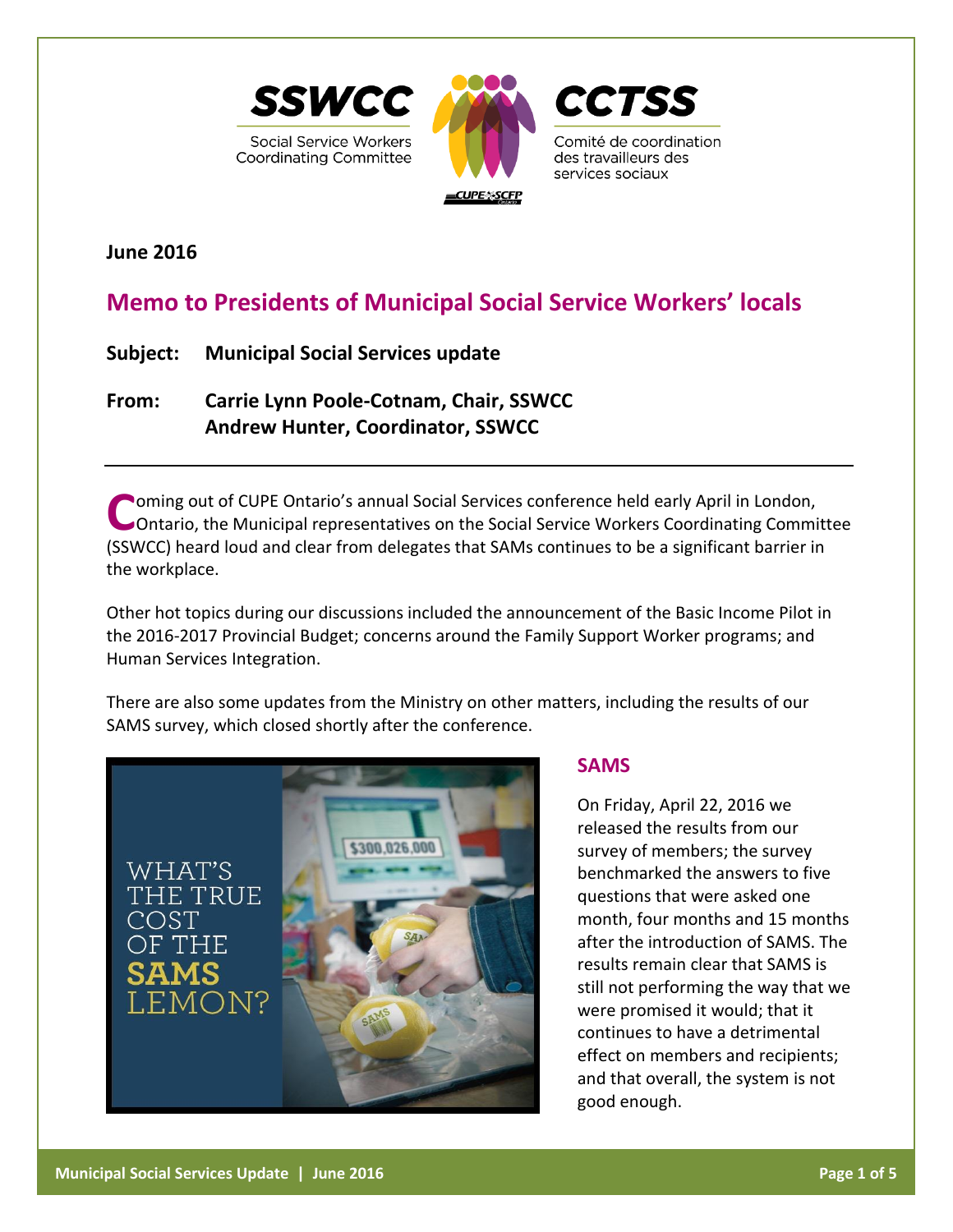SSWCC
Social Service Workers Coordinating Committee

CCTSS
Comité de coordination des travailleurs des services sociaux

**June 2016**

# Memo to Presidents of Municipal Social Service Workers' locals

**Subject:** **Municipal Social Services update**

**From:** **Carrie Lynn Poole-Cotnam, Chair, SSWCC**
**Andrew Hunter, Coordinator, SSWCC**

---

Coming out of CUPE Ontario's annual Social Services conference held early April in London, Ontario, the Municipal representatives on the Social Service Workers Coordinating Committee (SSWCC) heard loud and clear from delegates that SAMs continues to be a significant barrier in the workplace.

Other hot topics during our discussions included the announcement of the Basic Income Pilot in the 2016-2017 Provincial Budget; concerns around the Family Support Worker programs; and Human Services Integration.

There are also some updates from the Ministry on other matters, including the results of our SAMS survey, which closed shortly after the conference.

WHAT'S THE TRUE COST OF THE SAMS LEMON?

## SAMS

On Friday, April 22, 2016 we released the results from our survey of members; the survey benchmarked the answers to five questions that were asked one month, four months and 15 months after the introduction of SAMS. The results remain clear that SAMS is still not performing the way that we were promised it would; that it continues to have a detrimental effect on members and recipients; and that overall, the system is not good enough.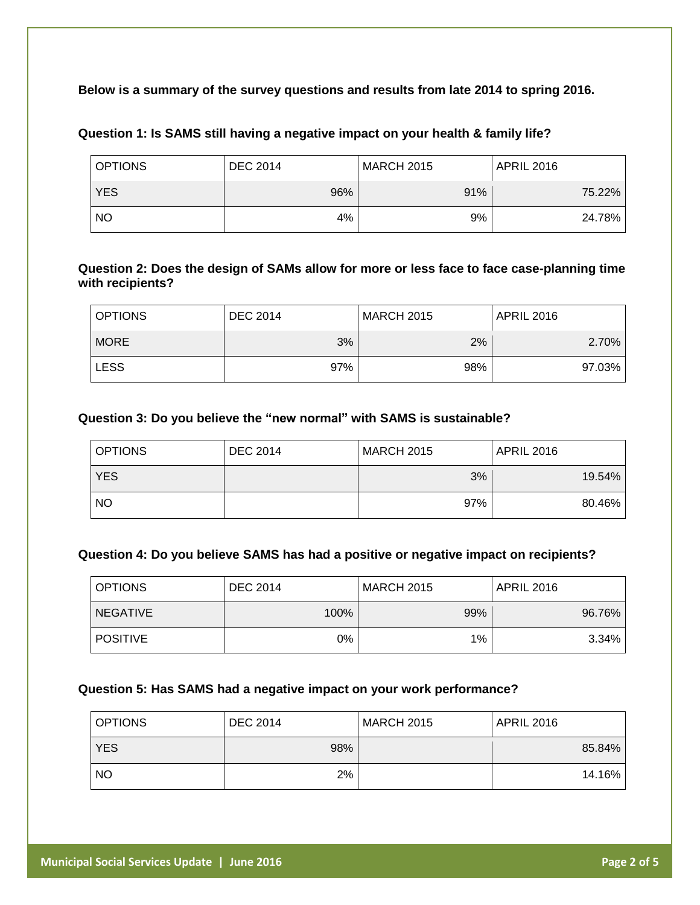**Below is a summary of the survey questions and results from late 2014 to spring 2016.**

**Question 1: Is SAMS still having a negative impact on your health & family life?**

| OPTIONS | DEC 2014 | MARCH 2015 | APRIL 2016 |
|---|---|---|---|
| YES | 96% | 91% | 75.22% |
| NO | 4% | 9% | 24.78% |

**Question 2: Does the design of SAMs allow for more or less face to face case-planning time with recipients?**

| OPTIONS | DEC 2014 | MARCH 2015 | APRIL 2016 |
|---|---|---|---|
| MORE | 3% | 2% | 2.70% |
| LESS | 97% | 98% | 97.03% |

**Question 3: Do you believe the "new normal" with SAMS is sustainable?**

| OPTIONS | DEC 2014 | MARCH 2015 | APRIL 2016 |
|---|---|---|---|
| YES | | 3% | 19.54% |
| NO | | 97% | 80.46% |

**Question 4: Do you believe SAMS has had a positive or negative impact on recipients?**

| OPTIONS | DEC 2014 | MARCH 2015 | APRIL 2016 |
|---|---|---|---|
| NEGATIVE | 100% | 99% | 96.76% |
| POSITIVE | 0% | 1% | 3.34% |

**Question 5: Has SAMS had a negative impact on your work performance?**

| OPTIONS | DEC 2014 | MARCH 2015 | APRIL 2016 |
|---|---|---|---|
| YES | 98% | | 85.84% |
| NO | 2% | | 14.16% |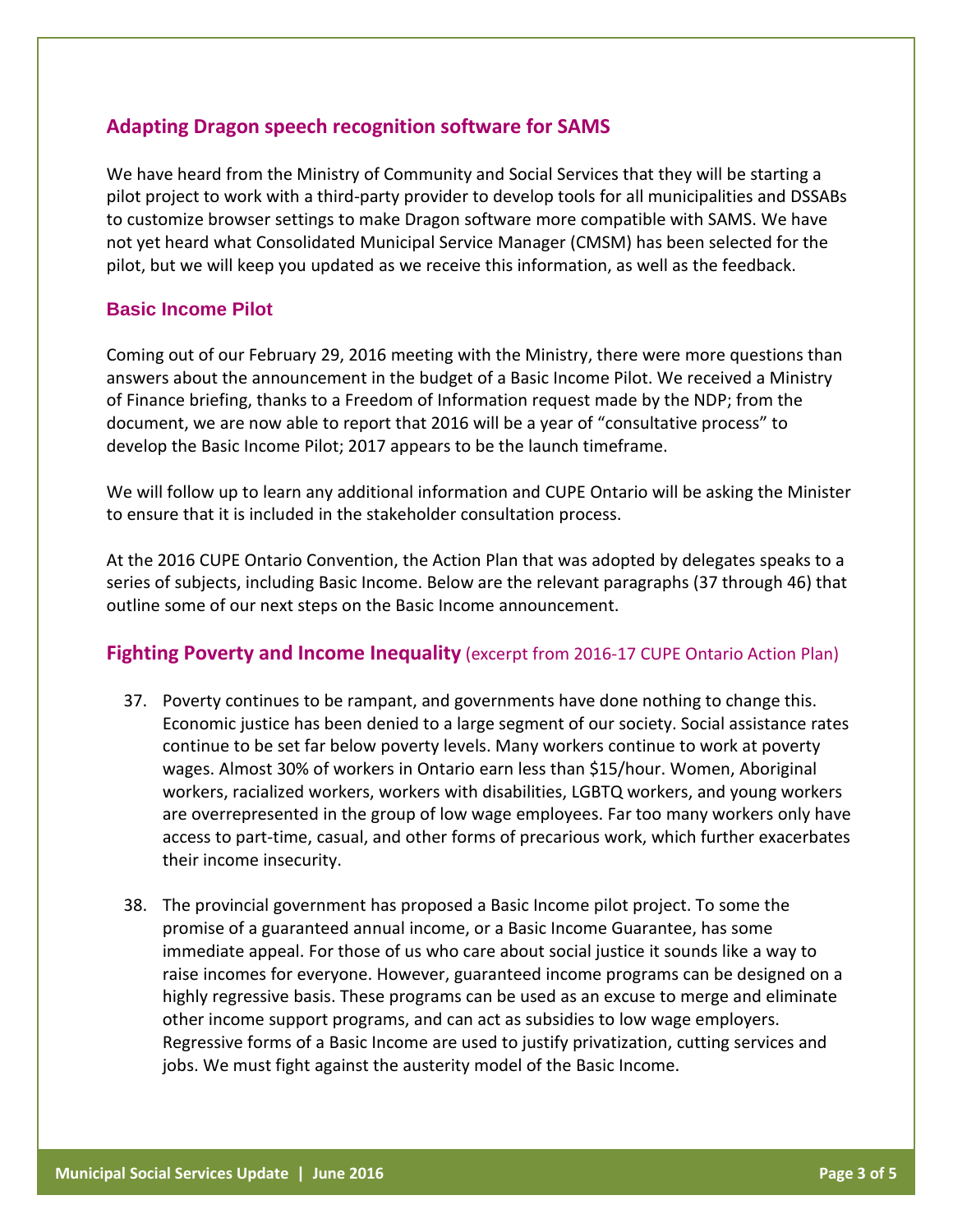## Adapting Dragon speech recognition software for SAMS

We have heard from the Ministry of Community and Social Services that they will be starting a pilot project to work with a third-party provider to develop tools for all municipalities and DSSABs to customize browser settings to make Dragon software more compatible with SAMS. We have not yet heard what Consolidated Municipal Service Manager (CMSM) has been selected for the pilot, but we will keep you updated as we receive this information, as well as the feedback.

## Basic Income Pilot

Coming out of our February 29, 2016 meeting with the Ministry, there were more questions than answers about the announcement in the budget of a Basic Income Pilot. We received a Ministry of Finance briefing, thanks to a Freedom of Information request made by the NDP; from the document, we are now able to report that 2016 will be a year of "consultative process" to develop the Basic Income Pilot; 2017 appears to be the launch timeframe.

We will follow up to learn any additional information and CUPE Ontario will be asking the Minister to ensure that it is included in the stakeholder consultation process.

At the 2016 CUPE Ontario Convention, the Action Plan that was adopted by delegates speaks to a series of subjects, including Basic Income. Below are the relevant paragraphs (37 through 46) that outline some of our next steps on the Basic Income announcement.

## Fighting Poverty and Income Inequality (excerpt from 2016-17 CUPE Ontario Action Plan)

37. Poverty continues to be rampant, and governments have done nothing to change this. Economic justice has been denied to a large segment of our society. Social assistance rates continue to be set far below poverty levels. Many workers continue to work at poverty wages. Almost 30% of workers in Ontario earn less than $15/hour. Women, Aboriginal workers, racialized workers, workers with disabilities, LGBTQ workers, and young workers are overrepresented in the group of low wage employees. Far too many workers only have access to part-time, casual, and other forms of precarious work, which further exacerbates their income insecurity.

38. The provincial government has proposed a Basic Income pilot project. To some the promise of a guaranteed annual income, or a Basic Income Guarantee, has some immediate appeal. For those of us who care about social justice it sounds like a way to raise incomes for everyone. However, guaranteed income programs can be designed on a highly regressive basis. These programs can be used as an excuse to merge and eliminate other income support programs, and can act as subsidies to low wage employers. Regressive forms of a Basic Income are used to justify privatization, cutting services and jobs. We must fight against the austerity model of the Basic Income.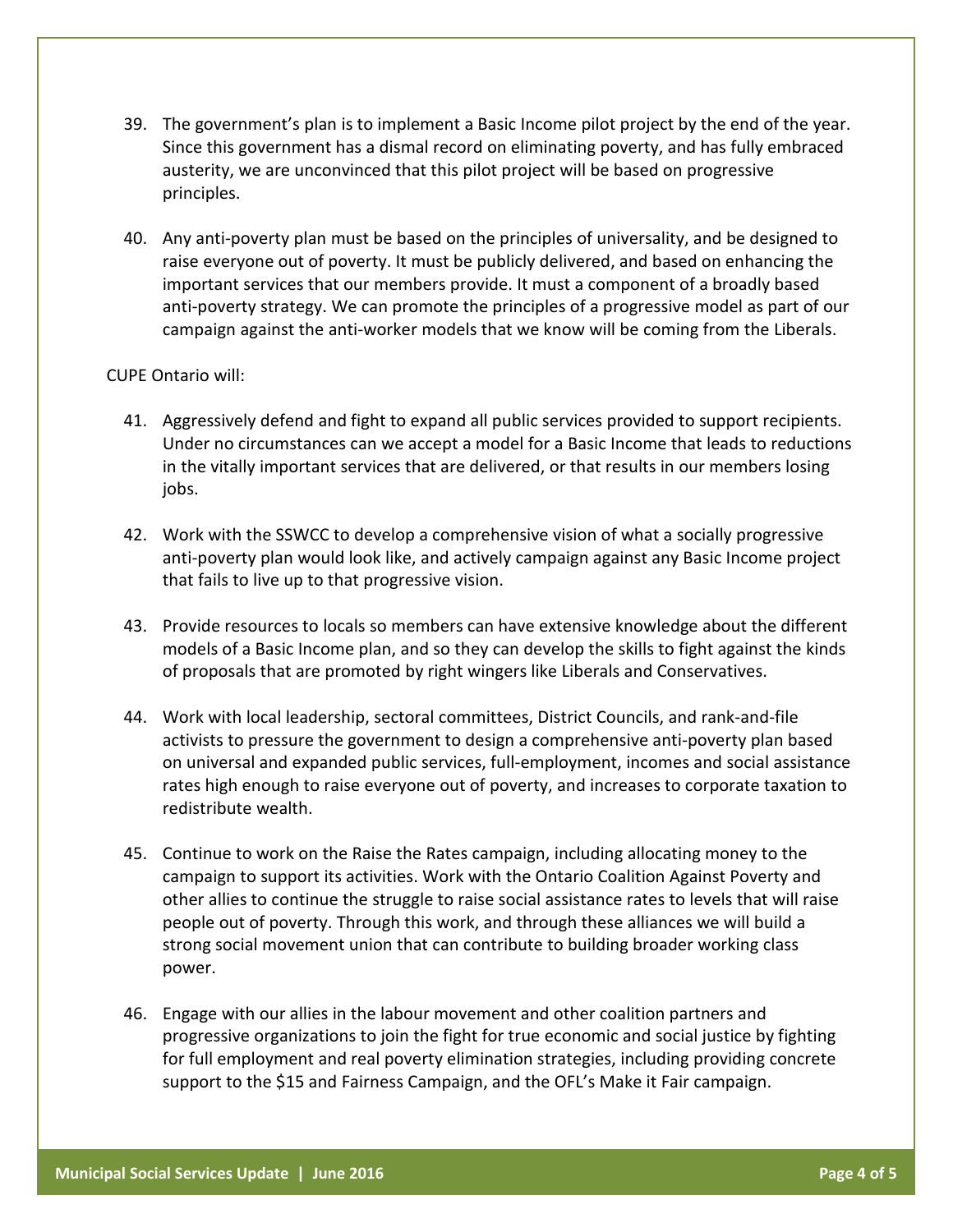39. The government's plan is to implement a Basic Income pilot project by the end of the year. Since this government has a dismal record on eliminating poverty, and has fully embraced austerity, we are unconvinced that this pilot project will be based on progressive principles.

40. Any anti-poverty plan must be based on the principles of universality, and be designed to raise everyone out of poverty. It must be publicly delivered, and based on enhancing the important services that our members provide. It must a component of a broadly based anti-poverty strategy. We can promote the principles of a progressive model as part of our campaign against the anti-worker models that we know will be coming from the Liberals.

CUPE Ontario will:

41. Aggressively defend and fight to expand all public services provided to support recipients. Under no circumstances can we accept a model for a Basic Income that leads to reductions in the vitally important services that are delivered, or that results in our members losing jobs.

42. Work with the SSWCC to develop a comprehensive vision of what a socially progressive anti-poverty plan would look like, and actively campaign against any Basic Income project that fails to live up to that progressive vision.

43. Provide resources to locals so members can have extensive knowledge about the different models of a Basic Income plan, and so they can develop the skills to fight against the kinds of proposals that are promoted by right wingers like Liberals and Conservatives.

44. Work with local leadership, sectoral committees, District Councils, and rank-and-file activists to pressure the government to design a comprehensive anti-poverty plan based on universal and expanded public services, full-employment, incomes and social assistance rates high enough to raise everyone out of poverty, and increases to corporate taxation to redistribute wealth.

45. Continue to work on the Raise the Rates campaign, including allocating money to the campaign to support its activities. Work with the Ontario Coalition Against Poverty and other allies to continue the struggle to raise social assistance rates to levels that will raise people out of poverty. Through this work, and through these alliances we will build a strong social movement union that can contribute to building broader working class power.

46. Engage with our allies in the labour movement and other coalition partners and progressive organizations to join the fight for true economic and social justice by fighting for full employment and real poverty elimination strategies, including providing concrete support to the $15 and Fairness Campaign, and the OFL's Make it Fair campaign.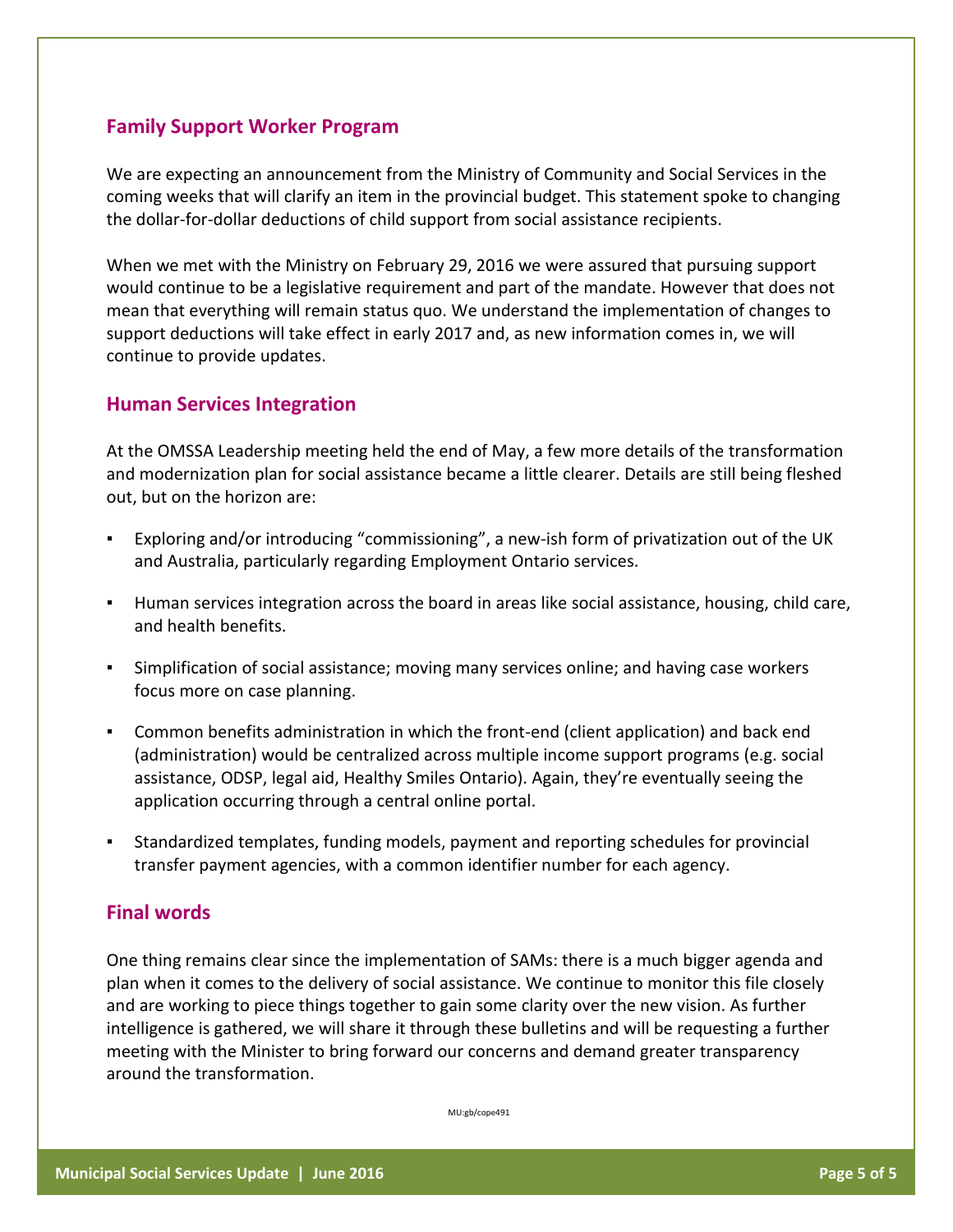## Family Support Worker Program

We are expecting an announcement from the Ministry of Community and Social Services in the coming weeks that will clarify an item in the provincial budget. This statement spoke to changing the dollar-for-dollar deductions of child support from social assistance recipients.

When we met with the Ministry on February 29, 2016 we were assured that pursuing support would continue to be a legislative requirement and part of the mandate. However that does not mean that everything will remain status quo. We understand the implementation of changes to support deductions will take effect in early 2017 and, as new information comes in, we will continue to provide updates.

## Human Services Integration

At the OMSSA Leadership meeting held the end of May, a few more details of the transformation and modernization plan for social assistance became a little clearer. Details are still being fleshed out, but on the horizon are:

- Exploring and/or introducing "commissioning", a new-ish form of privatization out of the UK and Australia, particularly regarding Employment Ontario services.
- Human services integration across the board in areas like social assistance, housing, child care, and health benefits.
- Simplification of social assistance; moving many services online; and having case workers focus more on case planning.
- Common benefits administration in which the front-end (client application) and back end (administration) would be centralized across multiple income support programs (e.g. social assistance, ODSP, legal aid, Healthy Smiles Ontario). Again, they're eventually seeing the application occurring through a central online portal.
- Standardized templates, funding models, payment and reporting schedules for provincial transfer payment agencies, with a common identifier number for each agency.

## Final words

One thing remains clear since the implementation of SAMs: there is a much bigger agenda and plan when it comes to the delivery of social assistance. We continue to monitor this file closely and are working to piece things together to gain some clarity over the new vision. As further intelligence is gathered, we will share it through these bulletins and will be requesting a further meeting with the Minister to bring forward our concerns and demand greater transparency around the transformation.

MU:gb/cope491